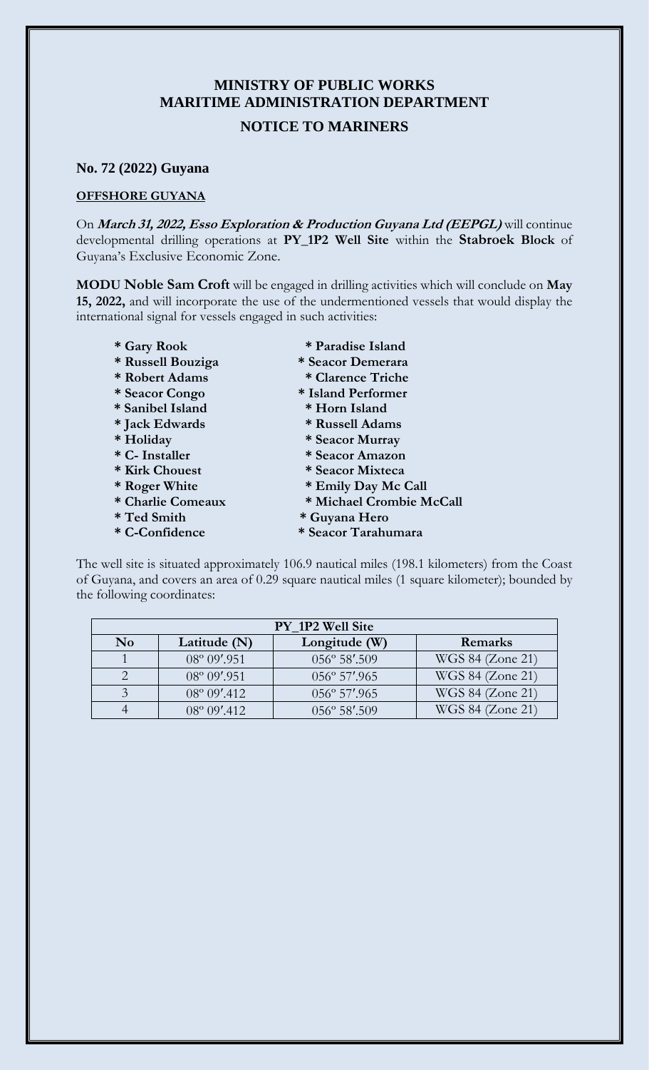# MINISTRY OF PUBLIC WORKS
# MARITIME ADMINISTRATION DEPARTMENT
## NOTICE TO MARINERS

**No. 72 (2022) Guyana**

**OFFSHORE GUYANA**

On ***March 31, 2022, Esso Exploration & Production Guyana Ltd (EEPGL)*** will continue developmental drilling operations at **PY_1P2 Well Site** within the **Stabroek Block** of Guyana's Exclusive Economic Zone.

**MODU Noble Sam Croft** will be engaged in drilling activities which will conclude on **May 15, 2022,** and will incorporate the use of the undermentioned vessels that would display the international signal for vessels engaged in such activities:

- **Gary Rook**
- **Russell Bouziga**
- **Robert Adams**
- **Seacor Congo**
- **Sanibel Island**
- **Jack Edwards**
- **Holiday**
- **C- Installer**
- **Kirk Chouest**
- **Roger White**
- **Charlie Comeaux**
- **Ted Smith**
- **C-Confidence**
- **Paradise Island**
- **Seacor Demerara**
- **Clarence Triche**
- **Island Performer**
- **Horn Island**
- **Russell Adams**
- **Seacor Murray**
- **Seacor Amazon**
- **Seacor Mixteca**
- **Emily Day Mc Call**
- **Michael Crombie McCall**
- **Guyana Hero**
- **Seacor Tarahumara**

The well site is situated approximately 106.9 nautical miles (198.1 kilometers) from the Coast of Guyana, and covers an area of 0.29 square nautical miles (1 square kilometer); bounded by the following coordinates:

| PY_1P2 Well Site | | | |
|---|---|---|---|
| **No** | **Latitude (N)** | **Longitude (W)** | **Remarks** |
| 1 | 08° 09′.951 | 056° 58′.509 | WGS 84 (Zone 21) |
| 2 | 08° 09′.951 | 056° 57′.965 | WGS 84 (Zone 21) |
| 3 | 08° 09′.412 | 056° 57′.965 | WGS 84 (Zone 21) |
| 4 | 08° 09′.412 | 056° 58′.509 | WGS 84 (Zone 21) |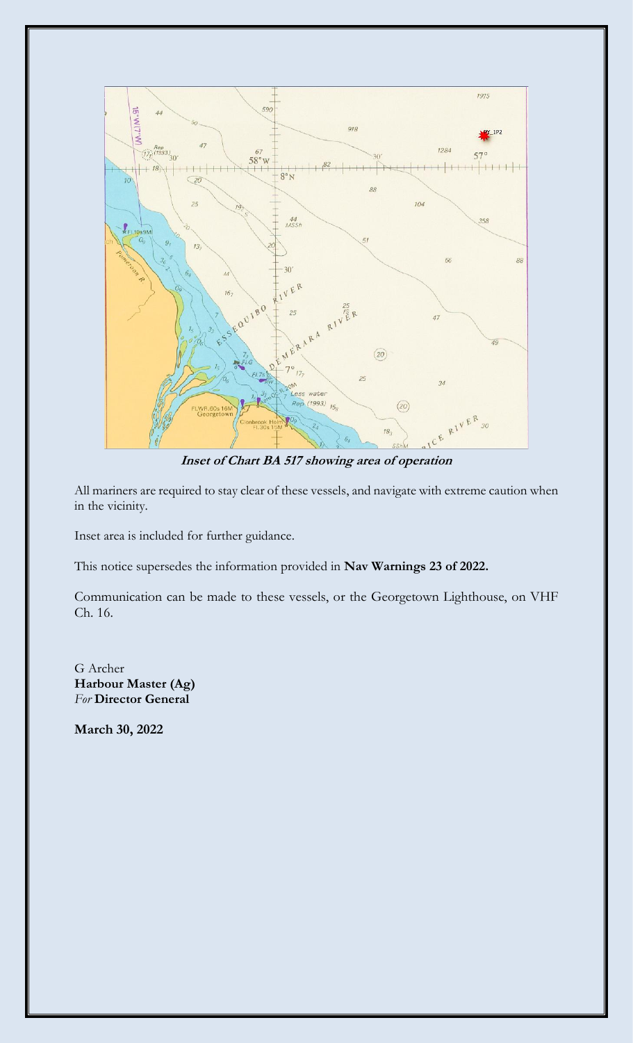**Inset of Chart BA 517 showing area of operation**

All mariners are required to stay clear of these vessels, and navigate with extreme caution when in the vicinity.

Inset area is included for further guidance.

This notice supersedes the information provided in **Nav Warnings 23 of 2022.**

Communication can be made to these vessels, or the Georgetown Lighthouse, on VHF Ch. 16.

G Archer
**Harbour Master (Ag)**
*For* **Director General**

**March 30, 2022**